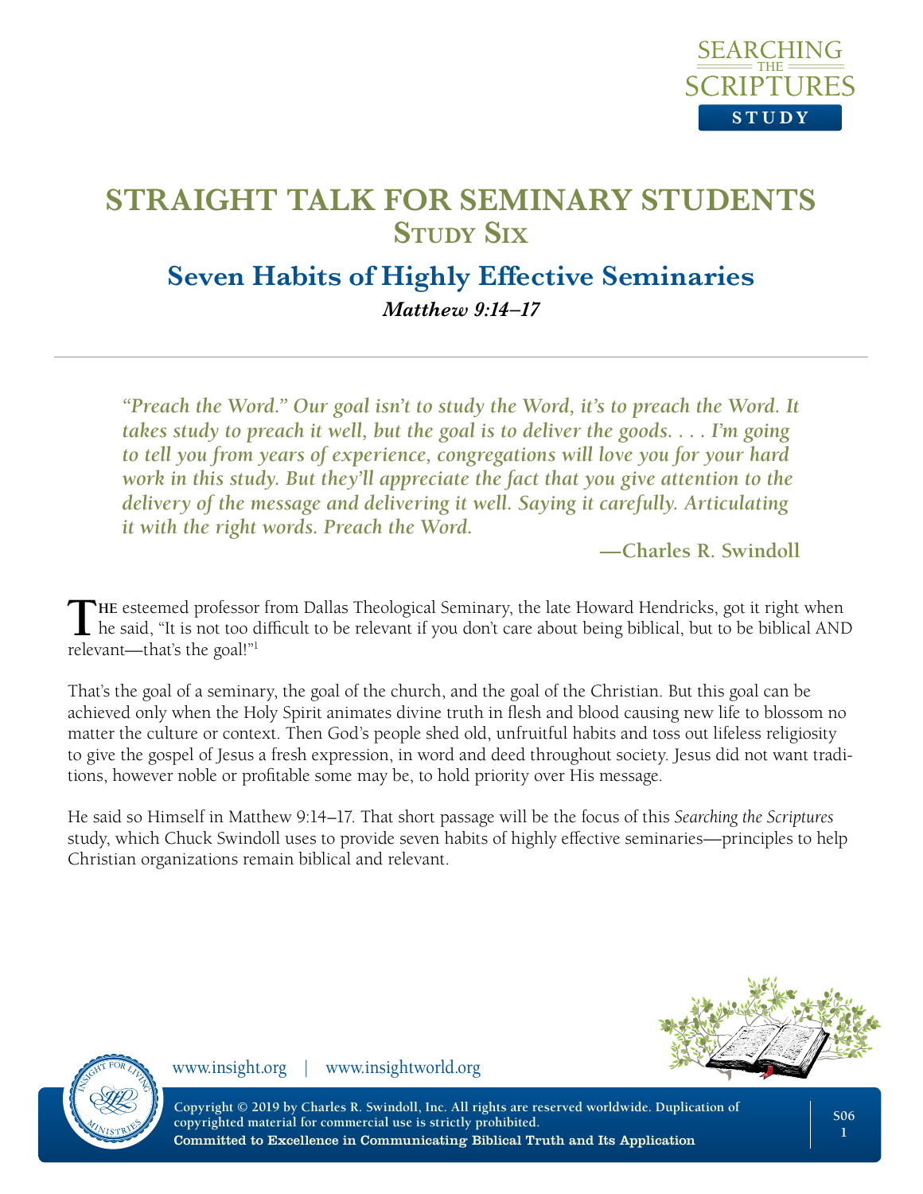# STRAIGHT TALK FOR SEMINARY STUDENTS
## Study Six

## Seven Habits of Highly Effective Seminaries

***Matthew 9:14–17***

*"Preach the Word." Our goal isn't to study the Word, it's to preach the Word. It takes study to preach it well, but the goal is to deliver the goods. . . . I'm going to tell you from years of experience, congregations will love you for your hard work in this study. But they'll appreciate the fact that you give attention to the delivery of the message and delivering it well. Saying it carefully. Articulating it with the right words. Preach the Word.*

**—Charles R. Swindoll**

The esteemed professor from Dallas Theological Seminary, the late Howard Hendricks, got it right when he said, "It is not too difficult to be relevant if you don't care about being biblical, but to be biblical AND relevant—that's the goal!"[1]

That's the goal of a seminary, the goal of the church, and the goal of the Christian. But this goal can be achieved only when the Holy Spirit animates divine truth in flesh and blood causing new life to blossom no matter the culture or context. Then God's people shed old, unfruitful habits and toss out lifeless religiosity to give the gospel of Jesus a fresh expression, in word and deed throughout society. Jesus did not want traditions, however noble or profitable some may be, to hold priority over His message.

He said so Himself in Matthew 9:14–17. That short passage will be the focus of this *Searching the Scriptures* study, which Chuck Swindoll uses to provide seven habits of highly effective seminaries—principles to help Christian organizations remain biblical and relevant.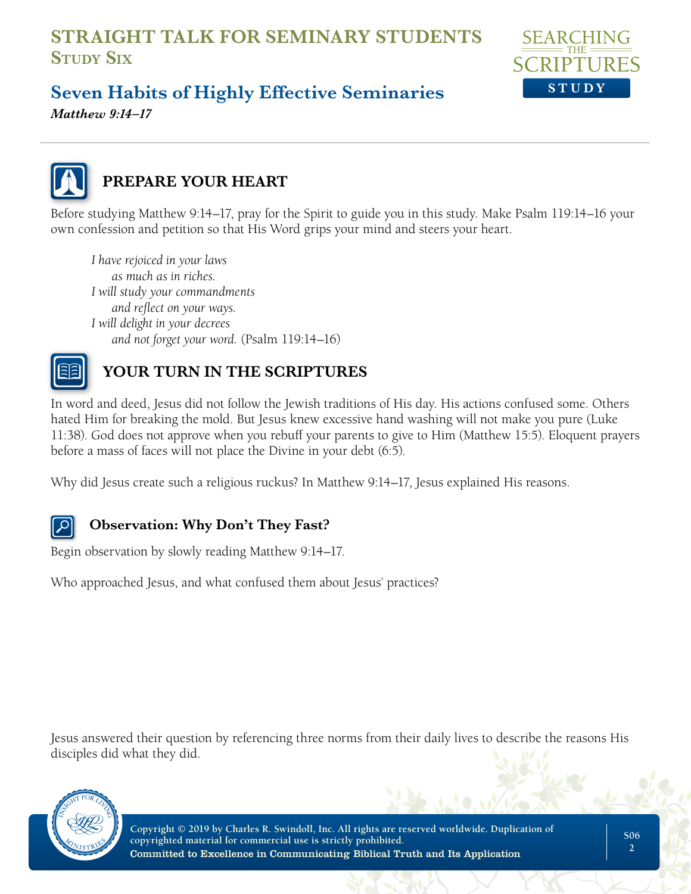# STRAIGHT TALK FOR SEMINARY STUDENTS
## Study Six

## Seven Habits of Highly Effective Seminaries

***Matthew 9:14–17***

### PREPARE YOUR HEART

Before studying Matthew 9:14–17, pray for the Spirit to guide you in this study. Make Psalm 119:14–16 your own confession and petition so that His Word grips your mind and steers your heart.

> *I have rejoiced in your laws*
> *as much as in riches.*
> *I will study your commandments*
> *and reflect on your ways.*
> *I will delight in your decrees*
> *and not forget your word.* (Psalm 119:14–16)

### YOUR TURN IN THE SCRIPTURES

In word and deed, Jesus did not follow the Jewish traditions of His day. His actions confused some. Others hated Him for breaking the mold. But Jesus knew excessive hand washing will not make you pure (Luke 11:38). God does not approve when you rebuff your parents to give to Him (Matthew 15:5). Eloquent prayers before a mass of faces will not place the Divine in your debt (6:5).

Why did Jesus create such a religious ruckus? In Matthew 9:14–17, Jesus explained His reasons.

#### Observation: Why Don't They Fast?

Begin observation by slowly reading Matthew 9:14–17.

Who approached Jesus, and what confused them about Jesus' practices?

Jesus answered their question by referencing three norms from their daily lives to describe the reasons His disciples did what they did.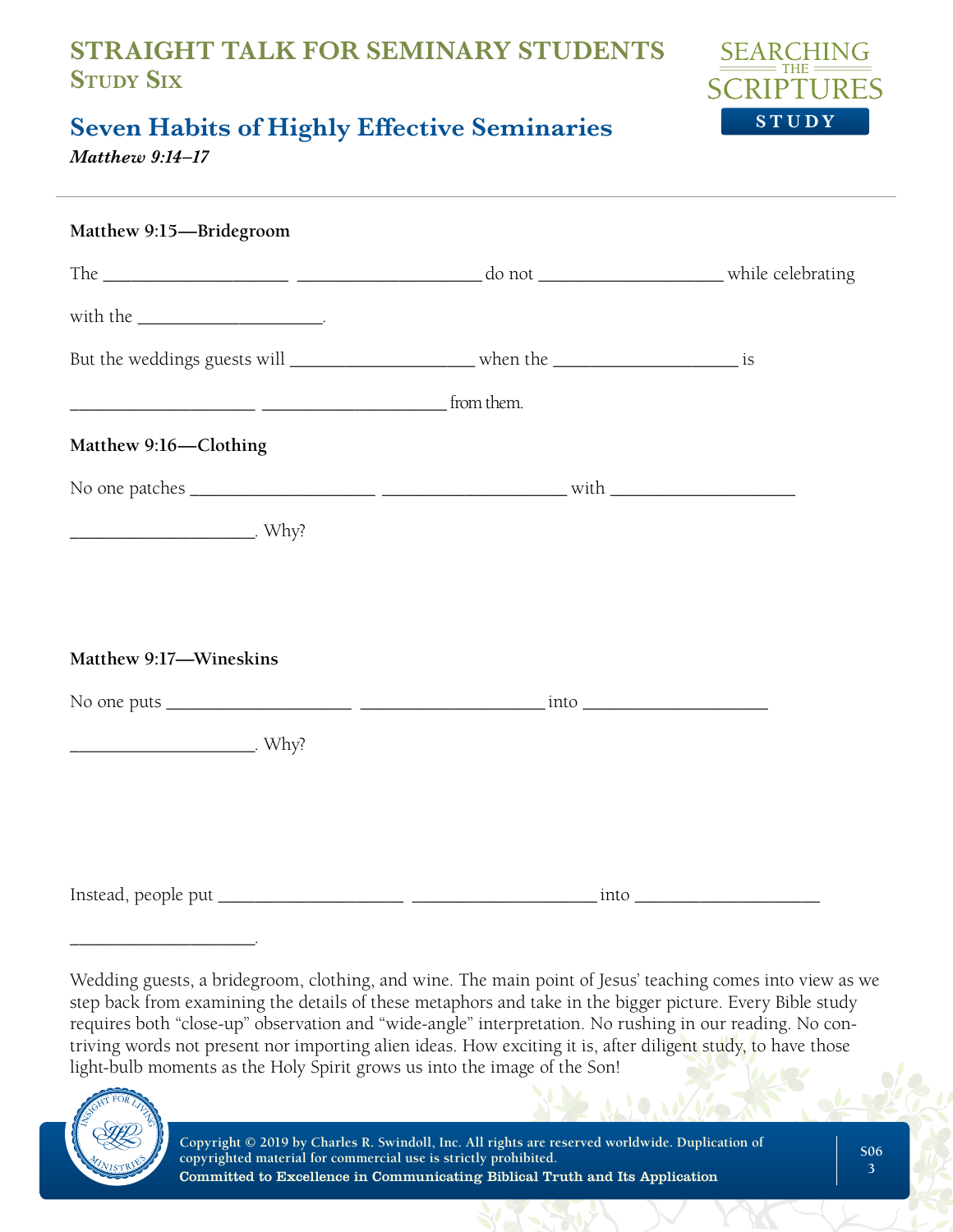# STRAIGHT TALK FOR SEMINARY STUDENTS
## Study Six

## Seven Habits of Highly Effective Seminaries

***Matthew 9:14–17***

---

**Matthew 9:15—Bridegroom**

The ____________________ ____________________ do not ____________________ while celebrating with the ____________________.

But the weddings guests will ____________________ when the ____________________ is ____________________ ____________________ from them.

**Matthew 9:16—Clothing**

No one patches ____________________ ____________________ with ____________________ ____________________. Why?

**Matthew 9:17—Wineskins**

No one puts ____________________ ____________________ into ____________________ ____________________. Why?

Instead, people put ____________________ ____________________ into ____________________ ____________________.

Wedding guests, a bridegroom, clothing, and wine. The main point of Jesus' teaching comes into view as we step back from examining the details of these metaphors and take in the bigger picture. Every Bible study requires both "close-up" observation and "wide-angle" interpretation. No rushing in our reading. No contriving words not present nor importing alien ideas. How exciting it is, after diligent study, to have those light-bulb moments as the Holy Spirit grows us into the image of the Son!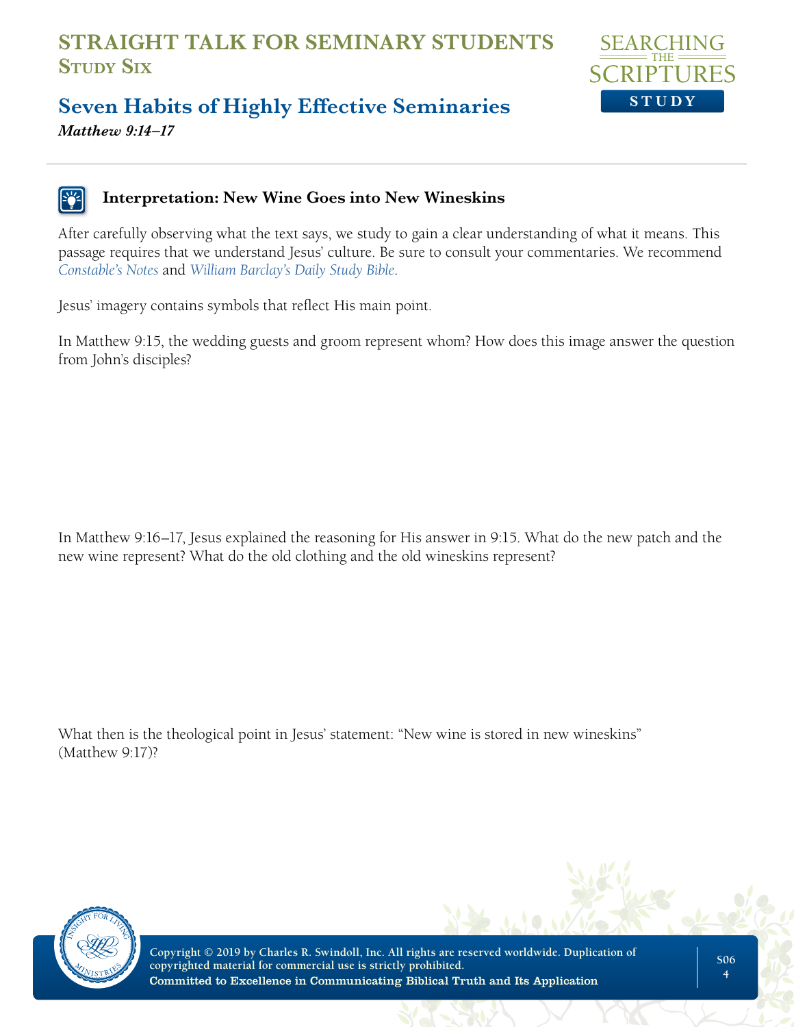# STRAIGHT TALK FOR SEMINARY STUDENTS
## Study Six

## Seven Habits of Highly Effective Seminaries

***Matthew 9:14–17***

### Interpretation: New Wine Goes into New Wineskins

After carefully observing what the text says, we study to gain a clear understanding of what it means. This passage requires that we understand Jesus' culture. Be sure to consult your commentaries. We recommend *Constable's Notes* and *William Barclay's Daily Study Bible*.

Jesus' imagery contains symbols that reflect His main point.

In Matthew 9:15, the wedding guests and groom represent whom? How does this image answer the question from John's disciples?

In Matthew 9:16–17, Jesus explained the reasoning for His answer in 9:15. What do the new patch and the new wine represent? What do the old clothing and the old wineskins represent?

What then is the theological point in Jesus' statement: "New wine is stored in new wineskins" (Matthew 9:17)?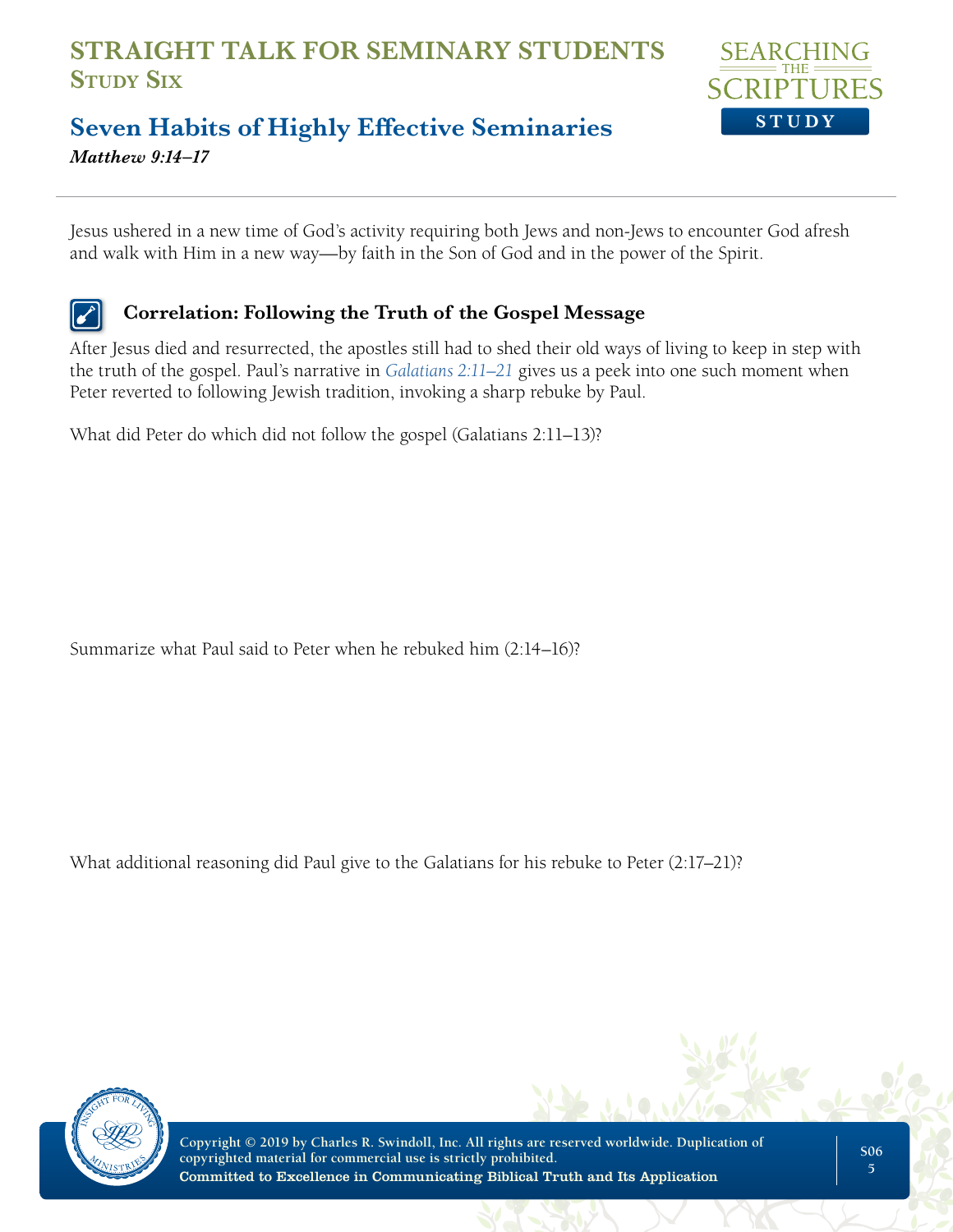# STRAIGHT TALK FOR SEMINARY STUDENTS
## Study Six

## Seven Habits of Highly Effective Seminaries

***Matthew 9:14–17***

Jesus ushered in a new time of God's activity requiring both Jews and non-Jews to encounter God afresh and walk with Him in a new way—by faith in the Son of God and in the power of the Spirit.

### Correlation: Following the Truth of the Gospel Message

After Jesus died and resurrected, the apostles still had to shed their old ways of living to keep in step with the truth of the gospel. Paul's narrative in *Galatians 2:11–21* gives us a peek into one such moment when Peter reverted to following Jewish tradition, invoking a sharp rebuke by Paul.

What did Peter do which did not follow the gospel (Galatians 2:11–13)?

Summarize what Paul said to Peter when he rebuked him (2:14–16)?

What additional reasoning did Paul give to the Galatians for his rebuke to Peter (2:17–21)?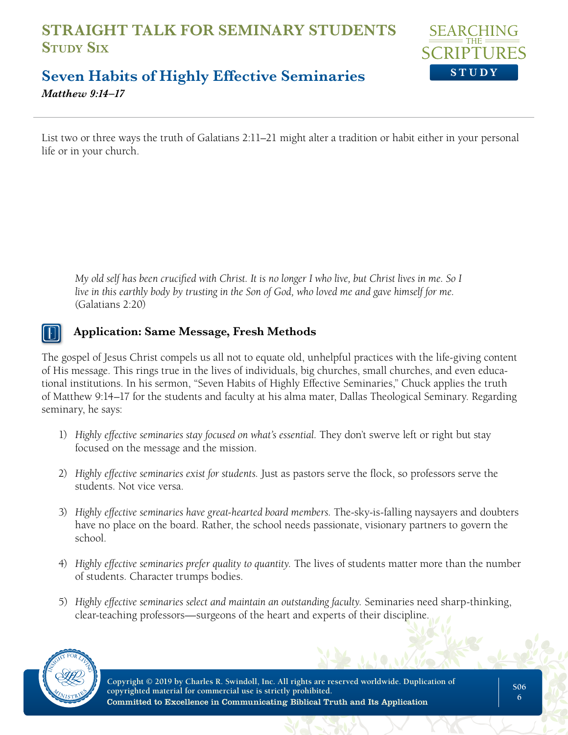# STRAIGHT TALK FOR SEMINARY STUDENTS
## Study Six

## Seven Habits of Highly Effective Seminaries
***Matthew 9:14–17***

List two or three ways the truth of Galatians 2:11–21 might alter a tradition or habit either in your personal life or in your church.

> *My old self has been crucified with Christ. It is no longer I who live, but Christ lives in me. So I live in this earthly body by trusting in the Son of God, who loved me and gave himself for me.* (Galatians 2:20)

### Application: Same Message, Fresh Methods

The gospel of Jesus Christ compels us all not to equate old, unhelpful practices with the life-giving content of His message. This rings true in the lives of individuals, big churches, small churches, and even educational institutions. In his sermon, "Seven Habits of Highly Effective Seminaries," Chuck applies the truth of Matthew 9:14–17 for the students and faculty at his alma mater, Dallas Theological Seminary. Regarding seminary, he says:

1) *Highly effective seminaries stay focused on what's essential.* They don't swerve left or right but stay focused on the message and the mission.

2) *Highly effective seminaries exist for students.* Just as pastors serve the flock, so professors serve the students. Not vice versa.

3) *Highly effective seminaries have great-hearted board members.* The-sky-is-falling naysayers and doubters have no place on the board. Rather, the school needs passionate, visionary partners to govern the school.

4) *Highly effective seminaries prefer quality to quantity.* The lives of students matter more than the number of students. Character trumps bodies.

5) *Highly effective seminaries select and maintain an outstanding faculty.* Seminaries need sharp-thinking, clear-teaching professors—surgeons of the heart and experts of their discipline.

Copyright © 2019 by Charles R. Swindoll, Inc. All rights are reserved worldwide. Duplication of copyrighted material for commercial use is strictly prohibited.
Committed to Excellence in Communicating Biblical Truth and Its Application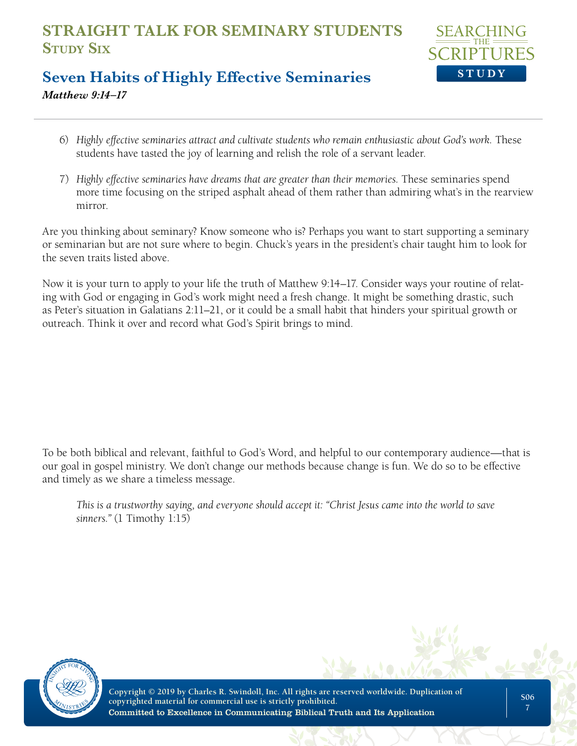6) *Highly effective seminaries attract and cultivate students who remain enthusiastic about God's work.* These students have tasted the joy of learning and relish the role of a servant leader.

7) *Highly effective seminaries have dreams that are greater than their memories.* These seminaries spend more time focusing on the striped asphalt ahead of them rather than admiring what's in the rearview mirror.

Are you thinking about seminary? Know someone who is? Perhaps you want to start supporting a seminary or seminarian but are not sure where to begin. Chuck's years in the president's chair taught him to look for the seven traits listed above.

Now it is your turn to apply to your life the truth of Matthew 9:14–17. Consider ways your routine of relating with God or engaging in God's work might need a fresh change. It might be something drastic, such as Peter's situation in Galatians 2:11–21, or it could be a small habit that hinders your spiritual growth or outreach. Think it over and record what God's Spirit brings to mind.

To be both biblical and relevant, faithful to God's Word, and helpful to our contemporary audience—that is our goal in gospel ministry. We don't change our methods because change is fun. We do so to be effective and timely as we share a timeless message.

> *This is a trustworthy saying, and everyone should accept it: "Christ Jesus came into the world to save sinners."* (1 Timothy 1:15)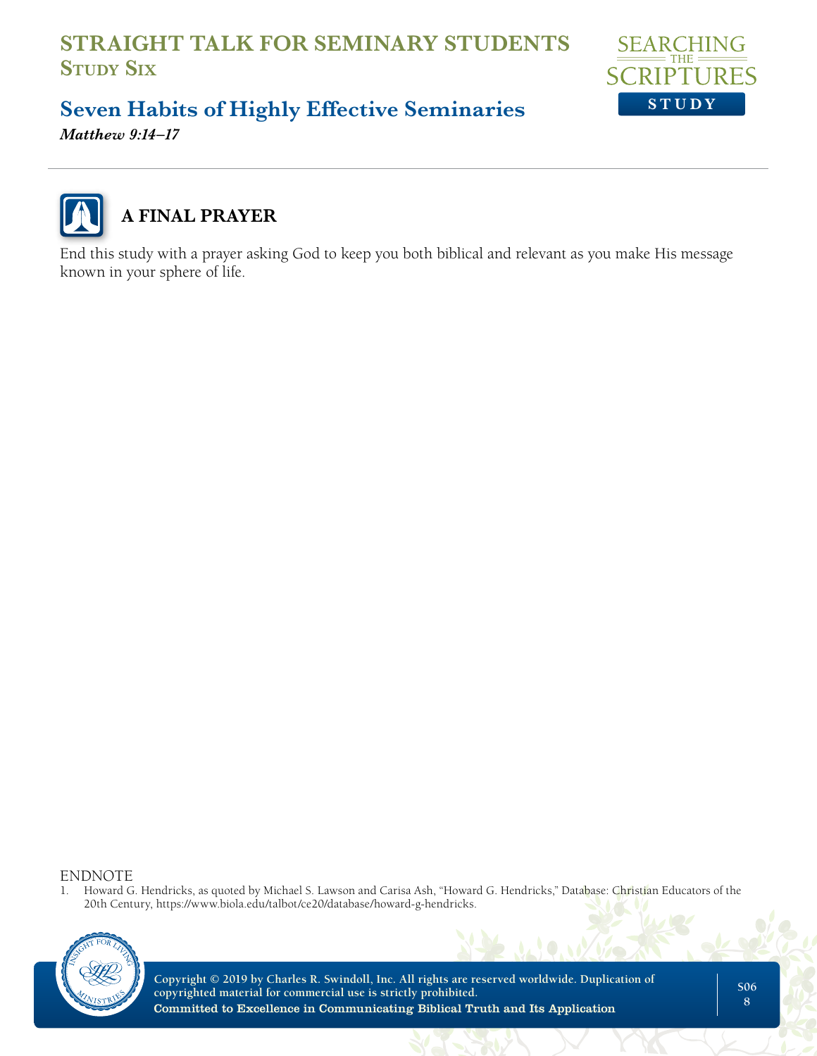## A FINAL PRAYER

End this study with a prayer asking God to keep you both biblical and relevant as you make His message known in your sphere of life.

ENDNOTE

1. Howard G. Hendricks, as quoted by Michael S. Lawson and Carisa Ash, "Howard G. Hendricks," Database: Christian Educators of the 20th Century, https://www.biola.edu/talbot/ce20/database/howard-g-hendricks.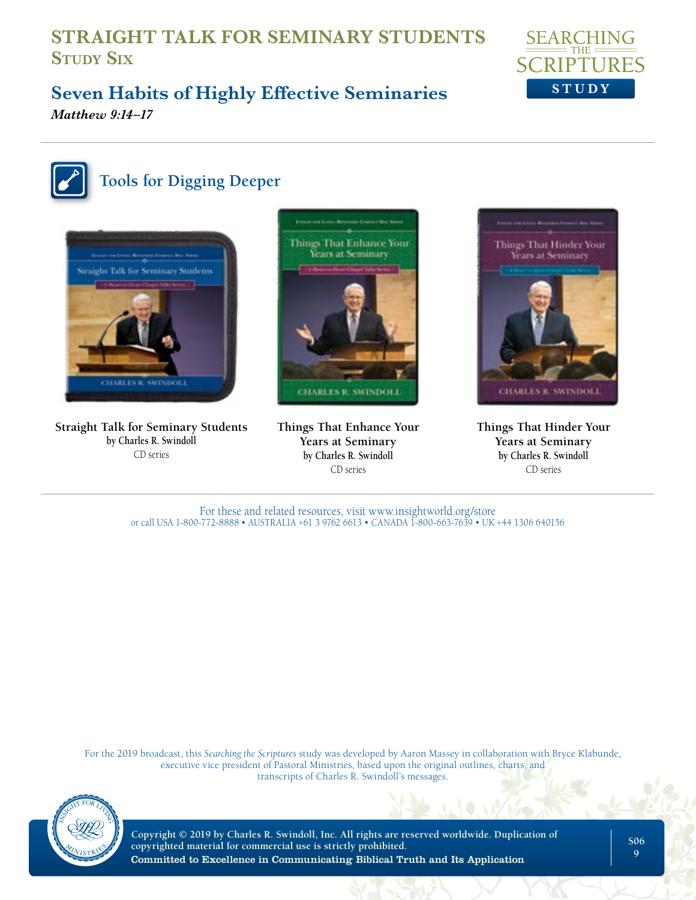# STRAIGHT TALK FOR SEMINARY STUDENTS
## Study Six

## Seven Habits of Highly Effective Seminaries

***Matthew 9:14–17***

### Tools for Digging Deeper

**Straight Talk for Seminary Students**
by Charles R. Swindoll
CD series

**Things That Enhance Your Years at Seminary**
by Charles R. Swindoll
CD series

**Things That Hinder Your Years at Seminary**
by Charles R. Swindoll
CD series

For these and related resources, visit www.insightworld.org/store
or call USA 1-800-772-8888 • AUSTRALIA +61 3 9762 6613 • CANADA 1-800-663-7639 • UK +44 1306 640156

For the 2019 broadcast, this *Searching the Scriptures* study was developed by Aaron Massey in collaboration with Bryce Klabunde, executive vice president of Pastoral Ministries, based upon the original outlines, charts, and transcripts of Charles R. Swindoll's messages.

**Copyright © 2019 by Charles R. Swindoll, Inc. All rights are reserved worldwide. Duplication of copyrighted material for commercial use is strictly prohibited.**
**Committed to Excellence in Communicating Biblical Truth and Its Application**